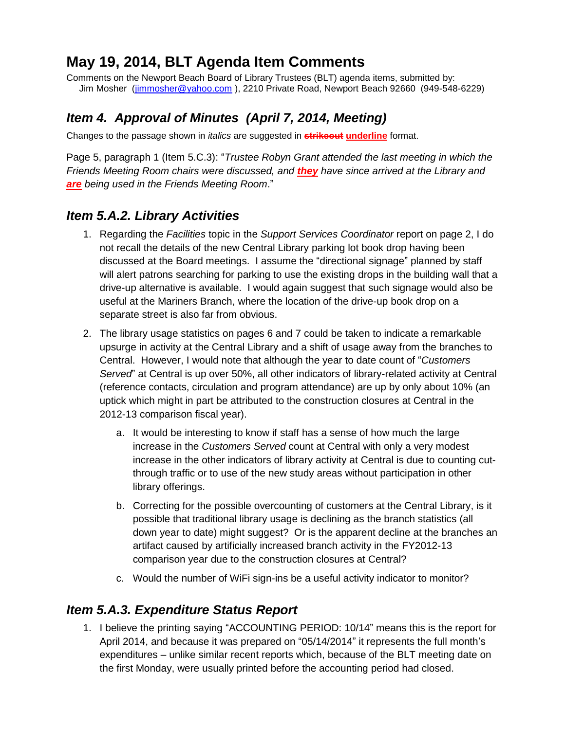# May 19, 2014, BLT Agenda Item Comments

Comments on the Newport Beach Board of Library Trustees (BLT) agenda items, submitted by:
Jim Mosher ([jimmosher@yahoo.com](mailto:jimmosher@yahoo.com) ), 2210 Private Road, Newport Beach 92660 (949-548-6229)

## *Item 4. Approval of Minutes (April 7, 2014, Meeting)*

Changes to the passage shown in *italics* are suggested in ~~strikeout~~ **underline** format.

Page 5, paragraph 1 (Item 5.C.3): "*Trustee Robyn Grant attended the last meeting in which the Friends Meeting Room chairs were discussed, and **they** have since arrived at the Library and **are** being used in the Friends Meeting Room*."

## *Item 5.A.2. Library Activities*

1. Regarding the *Facilities* topic in the *Support Services Coordinator* report on page 2, I do not recall the details of the new Central Library parking lot book drop having been discussed at the Board meetings. I assume the "directional signage" planned by staff will alert patrons searching for parking to use the existing drops in the building wall that a drive-up alternative is available. I would again suggest that such signage would also be useful at the Mariners Branch, where the location of the drive-up book drop on a separate street is also far from obvious.
2. The library usage statistics on pages 6 and 7 could be taken to indicate a remarkable upsurge in activity at the Central Library and a shift of usage away from the branches to Central. However, I would note that although the year to date count of "*Customers Served*" at Central is up over 50%, all other indicators of library-related activity at Central (reference contacts, circulation and program attendance) are up by only about 10% (an uptick which might in part be attributed to the construction closures at Central in the 2012-13 comparison fiscal year).
   a. It would be interesting to know if staff has a sense of how much the large increase in the *Customers Served* count at Central with only a very modest increase in the other indicators of library activity at Central is due to counting cut-through traffic or to use of the new study areas without participation in other library offerings.
   b. Correcting for the possible overcounting of customers at the Central Library, is it possible that traditional library usage is declining as the branch statistics (all down year to date) might suggest? Or is the apparent decline at the branches an artifact caused by artificially increased branch activity in the FY2012-13 comparison year due to the construction closures at Central?
   c. Would the number of WiFi sign-ins be a useful activity indicator to monitor?

## *Item 5.A.3. Expenditure Status Report*

1. I believe the printing saying "ACCOUNTING PERIOD: 10/14" means this is the report for April 2014, and because it was prepared on "05/14/2014" it represents the full month's expenditures – unlike similar recent reports which, because of the BLT meeting date on the first Monday, were usually printed before the accounting period had closed.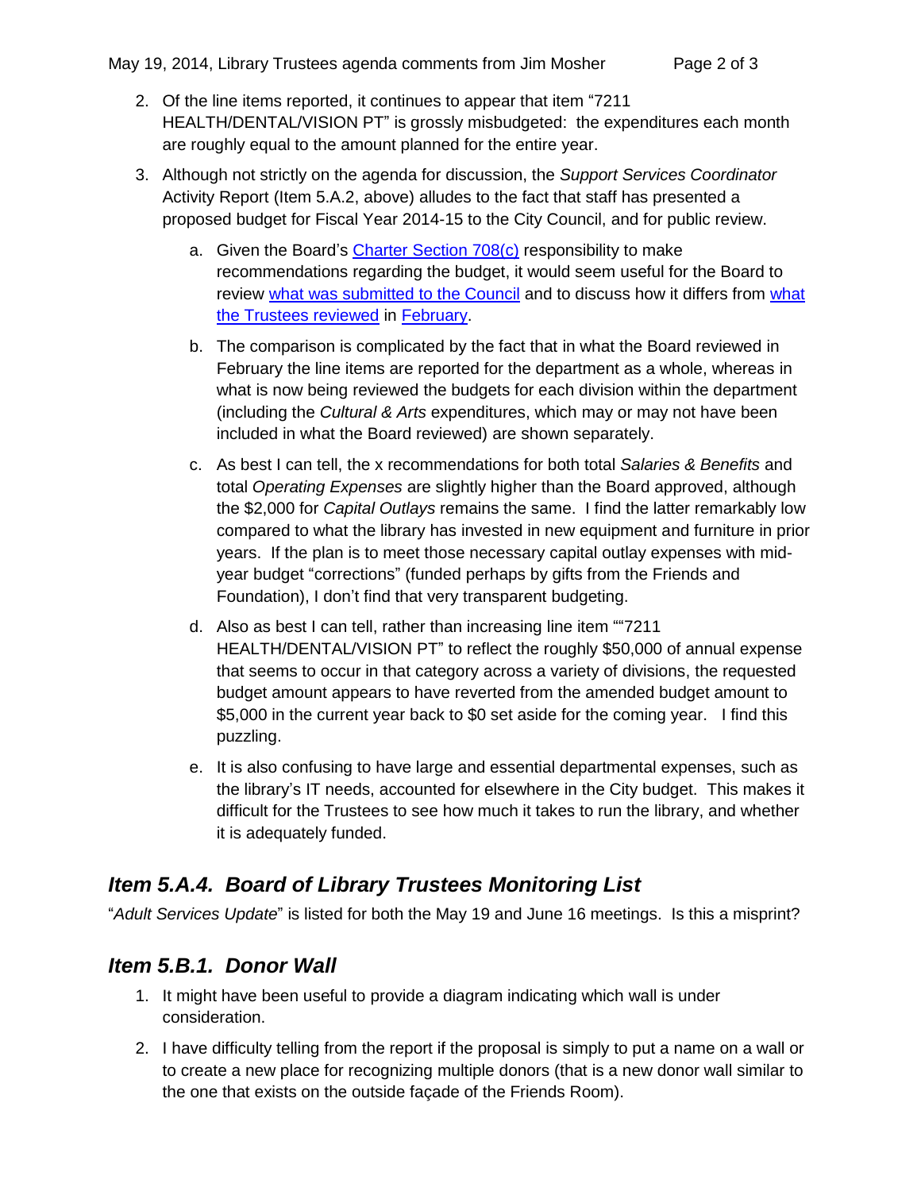2. Of the line items reported, it continues to appear that item "7211 HEALTH/DENTAL/VISION PT" is grossly misbudgeted: the expenditures each month are roughly equal to the amount planned for the entire year.

3. Although not strictly on the agenda for discussion, the *Support Services Coordinator* Activity Report (Item 5.A.2, above) alludes to the fact that staff has presented a proposed budget for Fiscal Year 2014-15 to the City Council, and for public review.

   a. Given the Board's [Charter Section 708(c)]() responsibility to make recommendations regarding the budget, it would seem useful for the Board to review [what was submitted to the Council]() and to discuss how it differs from [what the Trustees reviewed]() in [February]().

   b. The comparison is complicated by the fact that in what the Board reviewed in February the line items are reported for the department as a whole, whereas in what is now being reviewed the budgets for each division within the department (including the *Cultural & Arts* expenditures, which may or may not have been included in what the Board reviewed) are shown separately.

   c. As best I can tell, the x recommendations for both total *Salaries & Benefits* and total *Operating Expenses* are slightly higher than the Board approved, although the $2,000 for *Capital Outlays* remains the same. I find the latter remarkably low compared to what the library has invested in new equipment and furniture in prior years. If the plan is to meet those necessary capital outlay expenses with mid-year budget "corrections" (funded perhaps by gifts from the Friends and Foundation), I don't find that very transparent budgeting.

   d. Also as best I can tell, rather than increasing line item ""7211 HEALTH/DENTAL/VISION PT" to reflect the roughly $50,000 of annual expense that seems to occur in that category across a variety of divisions, the requested budget amount appears to have reverted from the amended budget amount to $5,000 in the current year back to $0 set aside for the coming year. I find this puzzling.

   e. It is also confusing to have large and essential departmental expenses, such as the library's IT needs, accounted for elsewhere in the City budget. This makes it difficult for the Trustees to see how much it takes to run the library, and whether it is adequately funded.

## *Item 5.A.4. Board of Library Trustees Monitoring List*

"*Adult Services Update*" is listed for both the May 19 and June 16 meetings. Is this a misprint?

## *Item 5.B.1. Donor Wall*

1. It might have been useful to provide a diagram indicating which wall is under consideration.

2. I have difficulty telling from the report if the proposal is simply to put a name on a wall or to create a new place for recognizing multiple donors (that is a new donor wall similar to the one that exists on the outside façade of the Friends Room).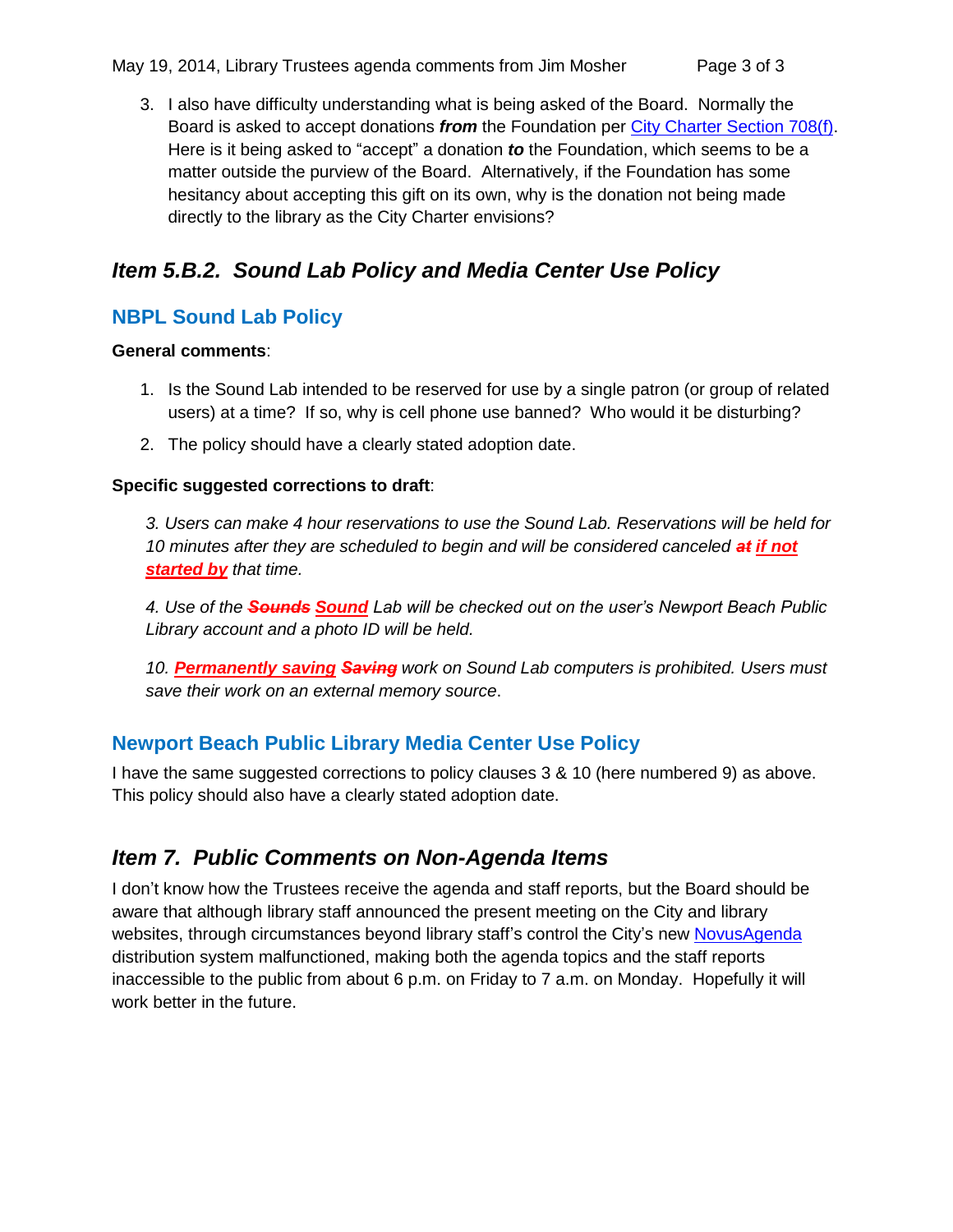3. I also have difficulty understanding what is being asked of the Board. Normally the Board is asked to accept donations ***from*** the Foundation per [City Charter Section 708(f)](). Here is it being asked to "accept" a donation ***to*** the Foundation, which seems to be a matter outside the purview of the Board. Alternatively, if the Foundation has some hesitancy about accepting this gift on its own, why is the donation not being made directly to the library as the City Charter envisions?

## *Item 5.B.2. Sound Lab Policy and Media Center Use Policy*

### NBPL Sound Lab Policy

**General comments**:

1. Is the Sound Lab intended to be reserved for use by a single patron (or group of related users) at a time? If so, why is cell phone use banned? Who would it be disturbing?
2. The policy should have a clearly stated adoption date.

**Specific suggested corrections to draft**:

*3. Users can make 4 hour reservations to use the Sound Lab. Reservations will be held for 10 minutes after they are scheduled to begin and will be considered canceled ~~**at**~~ **if not started by** that time.*

*4. Use of the ~~**Sounds**~~ **Sound** Lab will be checked out on the user's Newport Beach Public Library account and a photo ID will be held.*

*10. **Permanently saving** ~~**Saving**~~ work on Sound Lab computers is prohibited. Users must save their work on an external memory source*.

### Newport Beach Public Library Media Center Use Policy

I have the same suggested corrections to policy clauses 3 & 10 (here numbered 9) as above. This policy should also have a clearly stated adoption date.

## *Item 7. Public Comments on Non-Agenda Items*

I don't know how the Trustees receive the agenda and staff reports, but the Board should be aware that although library staff announced the present meeting on the City and library websites, through circumstances beyond library staff's control the City's new [NovusAgenda]() distribution system malfunctioned, making both the agenda topics and the staff reports inaccessible to the public from about 6 p.m. on Friday to 7 a.m. on Monday. Hopefully it will work better in the future.